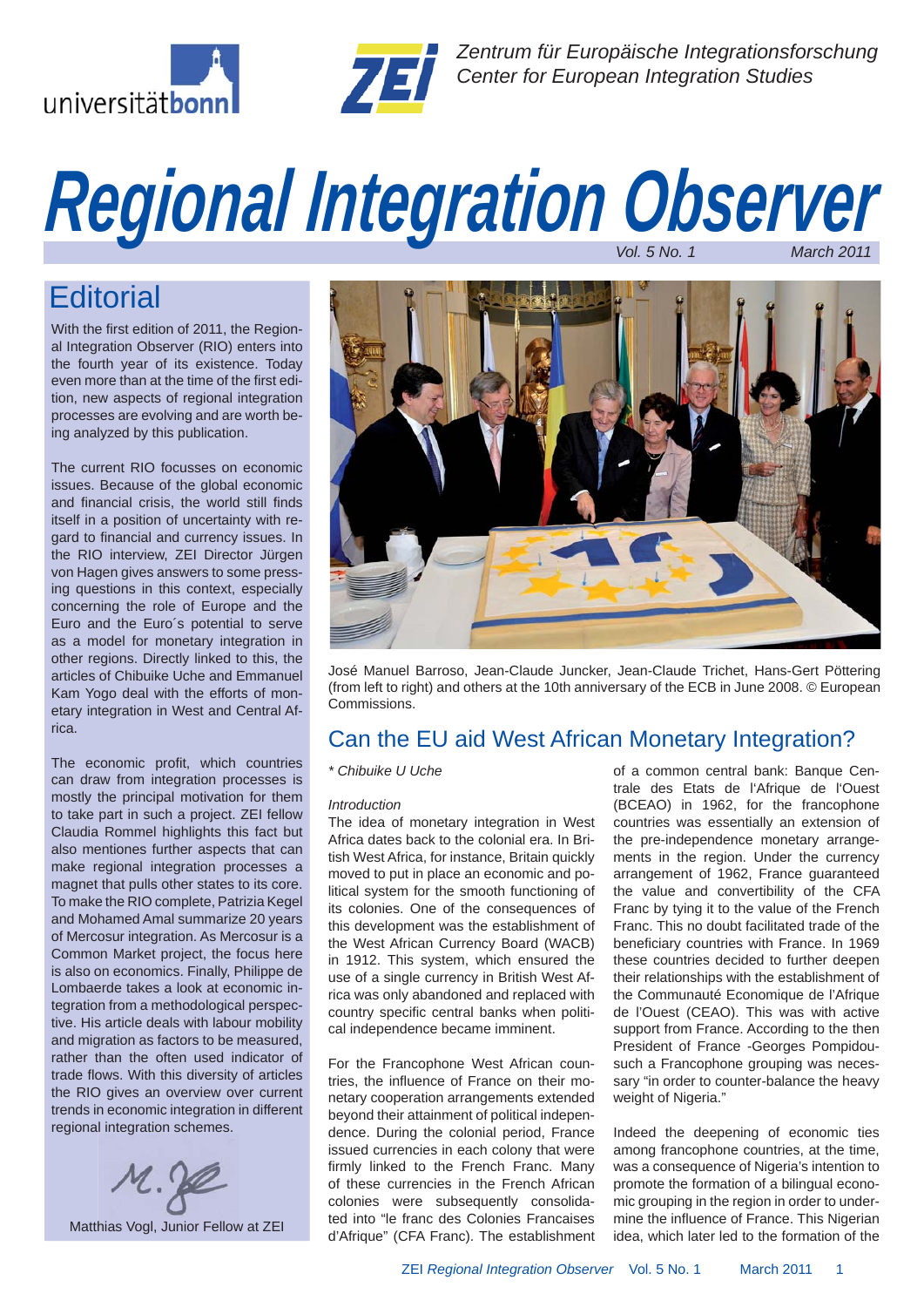Zentrum für Europäische Integrationsforschung
Center for European Integration Studies

# Regional Integration Observer

*Vol. 5 No. 1* *March 2011*

## Editorial

With the first edition of 2011, the Regional Integration Observer (RIO) enters into the fourth year of its existence. Today even more than at the time of the first edition, new aspects of regional integration processes are evolving and are worth being analyzed by this publication.

The current RIO focusses on economic issues. Because of the global economic and financial crisis, the world still finds itself in a position of uncertainty with regard to financial and currency issues. In the RIO interview, ZEI Director Jürgen von Hagen gives answers to some pressing questions in this context, especially concerning the role of Europe and the Euro and the Euro´s potential to serve as a model for monetary integration in other regions. Directly linked to this, the articles of Chibuike Uche and Emmanuel Kam Yogo deal with the efforts of monetary integration in West and Central Africa.

The economic profit, which countries can draw from integration processes is mostly the principal motivation for them to take part in such a project. ZEI fellow Claudia Rommel highlights this fact but also mentiones further aspects that can make regional integration processes a magnet that pulls other states to its core. To make the RIO complete, Patrizia Kegel and Mohamed Amal summarize 20 years of Mercosur integration. As Mercosur is a Common Market project, the focus here is also on economics. Finally, Philippe de Lombaerde takes a look at economic integration from a methodological perspective. His article deals with labour mobility and migration as factors to be measured, rather than the often used indicator of trade flows. With this diversity of articles the RIO gives an overview over current trends in economic integration in different regional integration schemes.

Matthias Vogl, Junior Fellow at ZEI

José Manuel Barroso, Jean-Claude Juncker, Jean-Claude Trichet, Hans-Gert Pöttering (from left to right) and others at the 10th anniversary of the ECB in June 2008. © European Commissions.

## Can the EU aid West African Monetary Integration?

*\* Chibuike U Uche*

*Introduction*

The idea of monetary integration in West Africa dates back to the colonial era. In British West Africa, for instance, Britain quickly moved to put in place an economic and political system for the smooth functioning of its colonies. One of the consequences of this development was the establishment of the West African Currency Board (WACB) in 1912. This system, which ensured the use of a single currency in British West Africa was only abandoned and replaced with country specific central banks when political independence became imminent.

For the Francophone West African countries, the influence of France on their monetary cooperation arrangements extended beyond their attainment of political independence. During the colonial period, France issued currencies in each colony that were firmly linked to the French Franc. Many of these currencies in the French African colonies were subsequently consolidated into "le franc des Colonies Francaises d'Afrique" (CFA Franc). The establishment of a common central bank: Banque Centrale des Etats de l'Afrique de l'Ouest (BCEAO) in 1962, for the francophone countries was essentially an extension of the pre-independence monetary arrangements in the region. Under the currency arrangement of 1962, France guaranteed the value and convertibility of the CFA Franc by tying it to the value of the French Franc. This no doubt facilitated trade of the beneficiary countries with France. In 1969 these countries decided to further deepen their relationships with the establishment of the Communauté Economique de l'Afrique de l'Ouest (CEAO). This was with active support from France. According to the then President of France -Georges Pompidou- such a Francophone grouping was necessary "in order to counter-balance the heavy weight of Nigeria."

Indeed the deepening of economic ties among francophone countries, at the time, was a consequence of Nigeria's intention to promote the formation of a bilingual economic grouping in the region in order to undermine the influence of France. This Nigerian idea, which later led to the formation of the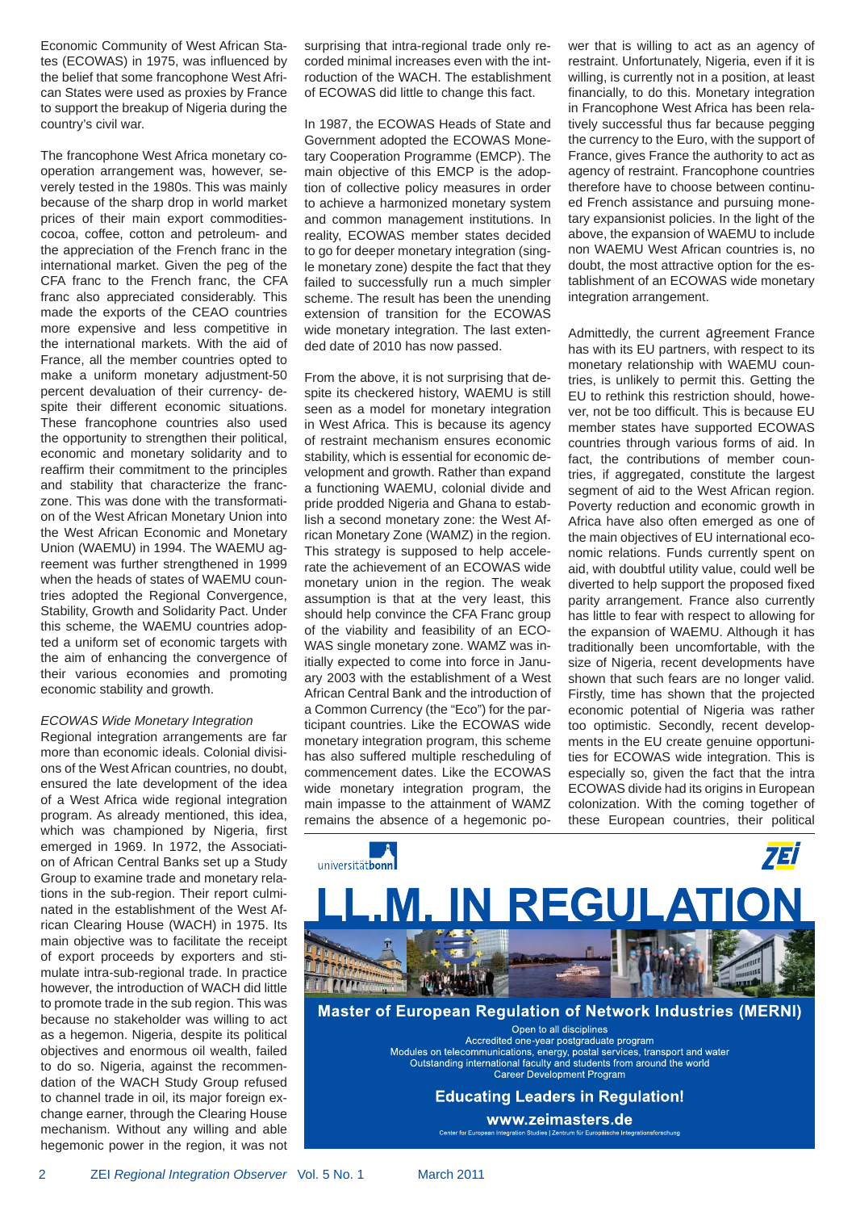Economic Community of West African States (ECOWAS) in 1975, was influenced by the belief that some francophone West African States were used as proxies by France to support the breakup of Nigeria during the country's civil war.

The francophone West Africa monetary cooperation arrangement was, however, severely tested in the 1980s. This was mainly because of the sharp drop in world market prices of their main export commodities-cocoa, coffee, cotton and petroleum- and the appreciation of the French franc in the international market. Given the peg of the CFA franc to the French franc, the CFA franc also appreciated considerably. This made the exports of the CEAO countries more expensive and less competitive in the international markets. With the aid of France, all the member countries opted to make a uniform monetary adjustment-50 percent devaluation of their currency- despite their different economic situations. These francophone countries also used the opportunity to strengthen their political, economic and monetary solidarity and to reaffirm their commitment to the principles and stability that characterize the franc-zone. This was done with the transformation of the West African Monetary Union into the West African Economic and Monetary Union (WAEMU) in 1994. The WAEMU agreement was further strengthened in 1999 when the heads of states of WAEMU countries adopted the Regional Convergence, Stability, Growth and Solidarity Pact. Under this scheme, the WAEMU countries adopted a uniform set of economic targets with the aim of enhancing the convergence of their various economies and promoting economic stability and growth.

*ECOWAS Wide Monetary Integration*

Regional integration arrangements are far more than economic ideals. Colonial divisions of the West African countries, no doubt, ensured the late development of the idea of a West Africa wide regional integration program. As already mentioned, this idea, which was championed by Nigeria, first emerged in 1969. In 1972, the Association of African Central Banks set up a Study Group to examine trade and monetary relations in the sub-region. Their report culminated in the establishment of the West African Clearing House (WACH) in 1975. Its main objective was to facilitate the receipt of export proceeds by exporters and stimulate intra-sub-regional trade. In practice however, the introduction of WACH did little to promote trade in the sub region. This was because no stakeholder was willing to act as a hegemon. Nigeria, despite its political objectives and enormous oil wealth, failed to do so. Nigeria, against the recommendation of the WACH Study Group refused to channel trade in oil, its major foreign exchange earner, through the Clearing House mechanism. Without any willing and able hegemonic power in the region, it was not surprising that intra-regional trade only recorded minimal increases even with the introduction of the WACH. The establishment of ECOWAS did little to change this fact.

In 1987, the ECOWAS Heads of State and Government adopted the ECOWAS Monetary Cooperation Programme (EMCP). The main objective of this EMCP is the adoption of collective policy measures in order to achieve a harmonized monetary system and common management institutions. In reality, ECOWAS member states decided to go for deeper monetary integration (single monetary zone) despite the fact that they failed to successfully run a much simpler scheme. The result has been the unending extension of transition for the ECOWAS wide monetary integration. The last extended date of 2010 has now passed.

From the above, it is not surprising that despite its checkered history, WAEMU is still seen as a model for monetary integration in West Africa. This is because its agency of restraint mechanism ensures economic stability, which is essential for economic development and growth. Rather than expand a functioning WAEMU, colonial divide and pride prodded Nigeria and Ghana to establish a second monetary zone: the West African Monetary Zone (WAMZ) in the region. This strategy is supposed to help accelerate the achievement of an ECOWAS wide monetary union in the region. The weak assumption is that at the very least, this should help convince the CFA Franc group of the viability and feasibility of an ECOWAS single monetary zone. WAMZ was initially expected to come into force in January 2003 with the establishment of a West African Central Bank and the introduction of a Common Currency (the "Eco") for the participant countries. Like the ECOWAS wide monetary integration program, this scheme has also suffered multiple rescheduling of commencement dates. Like the ECOWAS wide monetary integration program, the main impasse to the attainment of WAMZ remains the absence of a hegemonic power that is willing to act as an agency of restraint. Unfortunately, Nigeria, even if it is willing, is currently not in a position, at least financially, to do this. Monetary integration in Francophone West Africa has been relatively successful thus far because pegging the currency to the Euro, with the support of France, gives France the authority to act as agency of restraint. Francophone countries therefore have to choose between continued French assistance and pursuing monetary expansionist policies. In the light of the above, the expansion of WAEMU to include non WAEMU West African countries is, no doubt, the most attractive option for the establishment of an ECOWAS wide monetary integration arrangement.

Admittedly, the current agreement France has with its EU partners, with respect to its monetary relationship with WAEMU countries, is unlikely to permit this. Getting the EU to rethink this restriction should, however, not be too difficult. This is because EU member states have supported ECOWAS countries through various forms of aid. In fact, the contributions of member countries, if aggregated, constitute the largest segment of aid to the West African region. Poverty reduction and economic growth in Africa have also often emerged as one of the main objectives of EU international economic relations. Funds currently spent on aid, with doubtful utility value, could well be diverted to help support the proposed fixed parity arrangement. France also currently has little to fear with respect to allowing for the expansion of WAEMU. Although it has traditionally been uncomfortable, with the size of Nigeria, recent developments have shown that such fears are no longer valid. Firstly, time has shown that the projected economic potential of Nigeria was rather too optimistic. Secondly, recent developments in the EU create genuine opportunities for ECOWAS wide integration. This is especially so, given the fact that the intra ECOWAS divide had its origins in European colonization. With the coming together of these European countries, their political

universitätbonn | ZEI

# LL.M. IN REGULATION

**Master of European Regulation of Network Industries (MERNI)**

Open to all disciplines
Accredited one-year postgraduate program
Modules on telecommunications, energy, postal services, transport and water
Outstanding international faculty and students from around the world
Career Development Program

**Educating Leaders in Regulation!**

**www.zeimasters.de**

Center for European Integration Studies | Zentrum für Europäische Integrationsforschung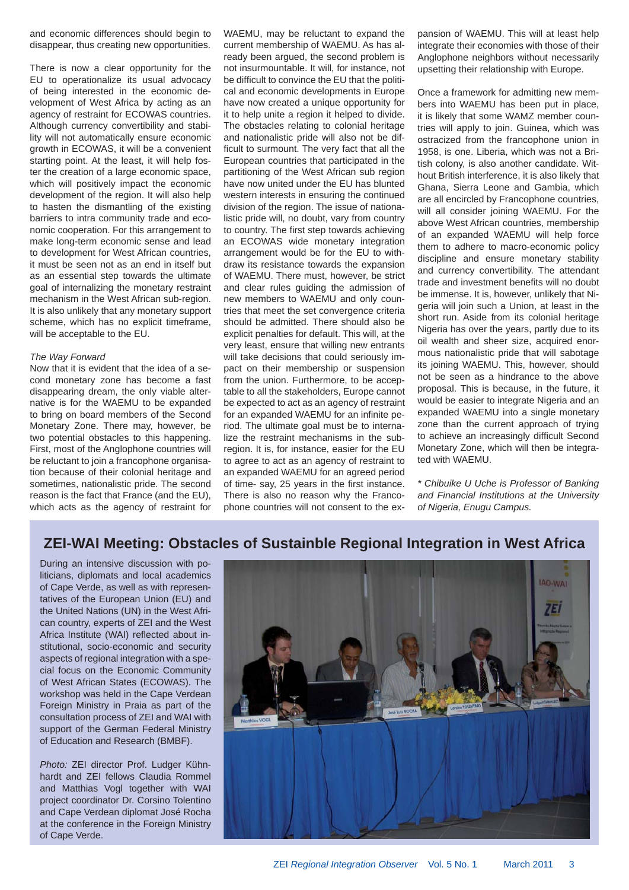and economic differences should begin to disappear, thus creating new opportunities.

There is now a clear opportunity for the EU to operationalize its usual advocacy of being interested in the economic development of West Africa by acting as an agency of restraint for ECOWAS countries. Although currency convertibility and stability will not automatically ensure economic growth in ECOWAS, it will be a convenient starting point. At the least, it will help foster the creation of a large economic space, which will positively impact the economic development of the region. It will also help to hasten the dismantling of the existing barriers to intra community trade and economic cooperation. For this arrangement to make long-term economic sense and lead to development for West African countries, it must be seen not as an end in itself but as an essential step towards the ultimate goal of internalizing the monetary restraint mechanism in the West African sub-region. It is also unlikely that any monetary support scheme, which has no explicit timeframe, will be acceptable to the EU.

*The Way Forward*

Now that it is evident that the idea of a second monetary zone has become a fast disappearing dream, the only viable alternative is for the WAEMU to be expanded to bring on board members of the Second Monetary Zone. There may, however, be two potential obstacles to this happening. First, most of the Anglophone countries will be reluctant to join a francophone organisation because of their colonial heritage and sometimes, nationalistic pride. The second reason is the fact that France (and the EU), which acts as the agency of restraint for WAEMU, may be reluctant to expand the current membership of WAEMU. As has already been argued, the second problem is not insurmountable. It will, for instance, not be difficult to convince the EU that the political and economic developments in Europe have now created a unique opportunity for it to help unite a region it helped to divide. The obstacles relating to colonial heritage and nationalistic pride will also not be difficult to surmount. The very fact that all the European countries that participated in the partitioning of the West African sub region have now united under the EU has blunted western interests in ensuring the continued division of the region. The issue of nationalistic pride will, no doubt, vary from country to country. The first step towards achieving an ECOWAS wide monetary integration arrangement would be for the EU to withdraw its resistance towards the expansion of WAEMU. There must, however, be strict and clear rules guiding the admission of new members to WAEMU and only countries that meet the set convergence criteria should be admitted. There should also be explicit penalties for default. This will, at the very least, ensure that willing new entrants will take decisions that could seriously impact on their membership or suspension from the union. Furthermore, to be acceptable to all the stakeholders, Europe cannot be expected to act as an agency of restraint for an expanded WAEMU for an infinite period. The ultimate goal must be to internalize the restraint mechanisms in the subregion. It is, for instance, easier for the EU to agree to act as an agency of restraint to an expanded WAEMU for an agreed period of time- say, 25 years in the first instance. There is also no reason why the Francophone countries will not consent to the expansion of WAEMU. This will at least help integrate their economies with those of their Anglophone neighbors without necessarily upsetting their relationship with Europe.

Once a framework for admitting new members into WAEMU has been put in place, it is likely that some WAMZ member countries will apply to join. Guinea, which was ostracized from the francophone union in 1958, is one. Liberia, which was not a British colony, is also another candidate. Without British interference, it is also likely that Ghana, Sierra Leone and Gambia, which are all encircled by Francophone countries, will all consider joining WAEMU. For the above West African countries, membership of an expanded WAEMU will help force them to adhere to macro-economic policy discipline and ensure monetary stability and currency convertibility. The attendant trade and investment benefits will no doubt be immense. It is, however, unlikely that Nigeria will join such a Union, at least in the short run. Aside from its colonial heritage Nigeria has over the years, partly due to its oil wealth and sheer size, acquired enormous nationalistic pride that will sabotage its joining WAEMU. This, however, should not be seen as a hindrance to the above proposal. This is because, in the future, it would be easier to integrate Nigeria and an expanded WAEMU into a single monetary zone than the current approach of trying to achieve an increasingly difficult Second Monetary Zone, which will then be integrated with WAEMU.

*\* Chibuike U Uche is Professor of Banking and Financial Institutions at the University of Nigeria, Enugu Campus.*

## ZEI-WAI Meeting: Obstacles of Sustainble Regional Integration in West Africa

During an intensive discussion with politicians, diplomats and local academics of Cape Verde, as well as with representatives of the European Union (EU) and the United Nations (UN) in the West African country, experts of ZEI and the West Africa Institute (WAI) reflected about institutional, socio-economic and security aspects of regional integration with a special focus on the Economic Community of West African States (ECOWAS). The workshop was held in the Cape Verdean Foreign Ministry in Praia as part of the consultation process of ZEI and WAI with support of the German Federal Ministry of Education and Research (BMBF).

*Photo:* ZEI director Prof. Ludger Kühnhardt and ZEI fellows Claudia Rommel and Matthias Vogl together with WAI project coordinator Dr. Corsino Tolentino and Cape Verdean diplomat José Rocha at the conference in the Foreign Ministry of Cape Verde.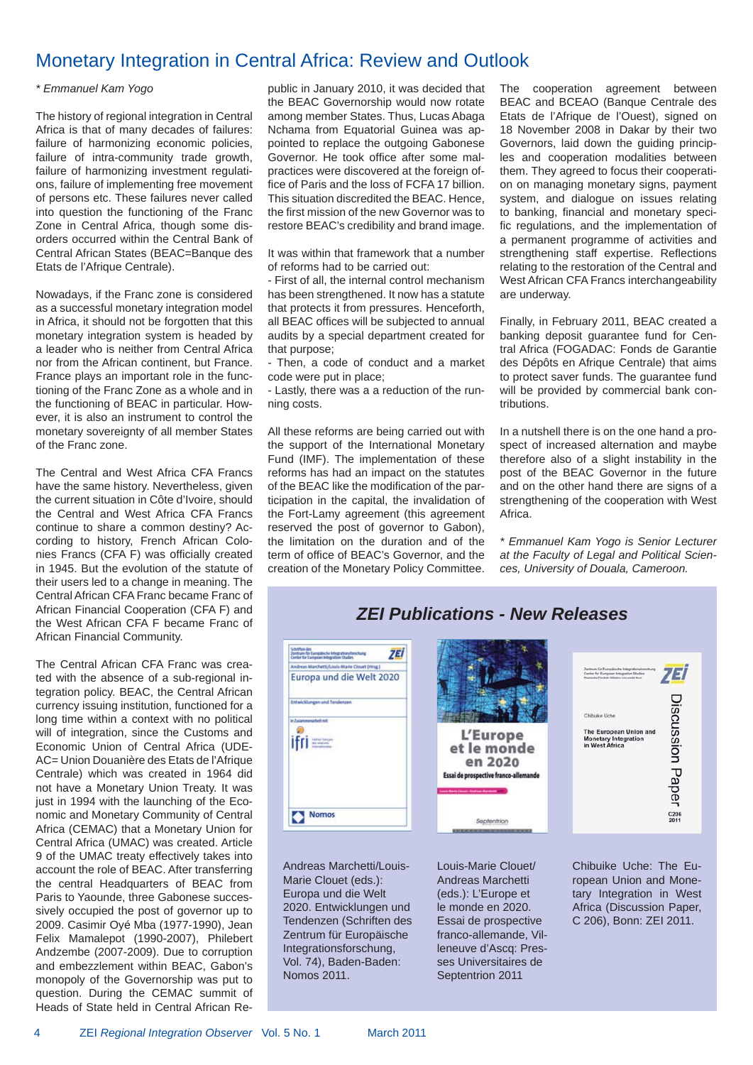# Monetary Integration in Central Africa: Review and Outlook

*\* Emmanuel Kam Yogo*

The history of regional integration in Central Africa is that of many decades of failures: failure of harmonizing economic policies, failure of intra-community trade growth, failure of harmonizing investment regulations, failure of implementing free movement of persons etc. These failures never called into question the functioning of the Franc Zone in Central Africa, though some disorders occurred within the Central Bank of Central African States (BEAC=Banque des Etats de l'Afrique Centrale).

Nowadays, if the Franc zone is considered as a successful monetary integration model in Africa, it should not be forgotten that this monetary integration system is headed by a leader who is neither from Central Africa nor from the African continent, but France. France plays an important role in the functioning of the Franc Zone as a whole and in the functioning of BEAC in particular. However, it is also an instrument to control the monetary sovereignty of all member States of the Franc zone.

The Central and West Africa CFA Francs have the same history. Nevertheless, given the current situation in Côte d'Ivoire, should the Central and West Africa CFA Francs continue to share a common destiny? According to history, French African Colonies Francs (CFA F) was officially created in 1945. But the evolution of the statute of their users led to a change in meaning. The Central African CFA Franc became Franc of African Financial Cooperation (CFA F) and the West African CFA F became Franc of African Financial Community.

The Central African CFA Franc was created with the absence of a sub-regional integration policy. BEAC, the Central African currency issuing institution, functioned for a long time within a context with no political will of integration, since the Customs and Economic Union of Central Africa (UDEAC= Union Douanière des Etats de l'Afrique Centrale) which was created in 1964 did not have a Monetary Union Treaty. It was just in 1994 with the launching of the Economic and Monetary Community of Central Africa (CEMAC) that a Monetary Union for Central Africa (UMAC) was created. Article 9 of the UMAC treaty effectively takes into account the role of BEAC. After transferring the central Headquarters of BEAC from Paris to Yaounde, three Gabonese successively occupied the post of governor up to 2009. Casimir Oyé Mba (1977-1990), Jean Felix Mamalepot (1990-2007), Philebert Andzembe (2007-2009). Due to corruption and embezzlement within BEAC, Gabon's monopoly of the Governorship was put to question. During the CEMAC summit of Heads of State held in Central African Republic in January 2010, it was decided that the BEAC Governorship would now rotate among member States. Thus, Lucas Abaga Nchama from Equatorial Guinea was appointed to replace the outgoing Gabonese Governor. He took office after some malpractices were discovered at the foreign office of Paris and the loss of FCFA 17 billion. This situation discredited the BEAC. Hence, the first mission of the new Governor was to restore BEAC's credibility and brand image.

It was within that framework that a number of reforms had to be carried out:
- First of all, the internal control mechanism has been strengthened. It now has a statute that protects it from pressures. Henceforth, all BEAC offices will be subjected to annual audits by a special department created for that purpose;
- Then, a code of conduct and a market code were put in place;
- Lastly, there was a a reduction of the running costs.

All these reforms are being carried out with the support of the International Monetary Fund (IMF). The implementation of these reforms has had an impact on the statutes of the BEAC like the modification of the participation in the capital, the invalidation of the Fort-Lamy agreement (this agreement reserved the post of governor to Gabon), the limitation on the duration and of the term of office of BEAC's Governor, and the creation of the Monetary Policy Committee.

The cooperation agreement between BEAC and BCEAO (Banque Centrale des Etats de l'Afrique de l'Ouest), signed on 18 November 2008 in Dakar by their two Governors, laid down the guiding principles and cooperation modalities between them. They agreed to focus their cooperation on managing monetary signs, payment system, and dialogue on issues relating to banking, financial and monetary specific regulations, and the implementation of a permanent programme of activities and strengthening staff expertise. Reflections relating to the restoration of the Central and West African CFA Francs interchangeability are underway.

Finally, in February 2011, BEAC created a banking deposit guarantee fund for Central Africa (FOGADAC: Fonds de Garantie des Dépôts en Afrique Centrale) that aims to protect saver funds. The guarantee fund will be provided by commercial bank contributions.

In a nutshell there is on the one hand a prospect of increased alternation and maybe therefore also of a slight instability in the post of the BEAC Governor in the future and on the other hand there are signs of a strengthening of the cooperation with West Africa.

*\* Emmanuel Kam Yogo is Senior Lecturer at the Faculty of Legal and Political Sciences, University of Douala, Cameroon.*

## ZEI Publications - New Releases

Andreas Marchetti/Louis-Marie Clouet (eds.): Europa und die Welt 2020. Entwicklungen und Tendenzen (Schriften des Zentrum für Europäische Integrationsforschung, Vol. 74), Baden-Baden: Nomos 2011.

Louis-Marie Clouet/ Andreas Marchetti (eds.): L'Europe et le monde en 2020. Essai de prospective franco-allemande, Villeneuve d'Ascq: Presses Universitaires de Septentrion 2011

Chibuike Uche: The European Union and Monetary Integration in West Africa (Discussion Paper, C 206), Bonn: ZEI 2011.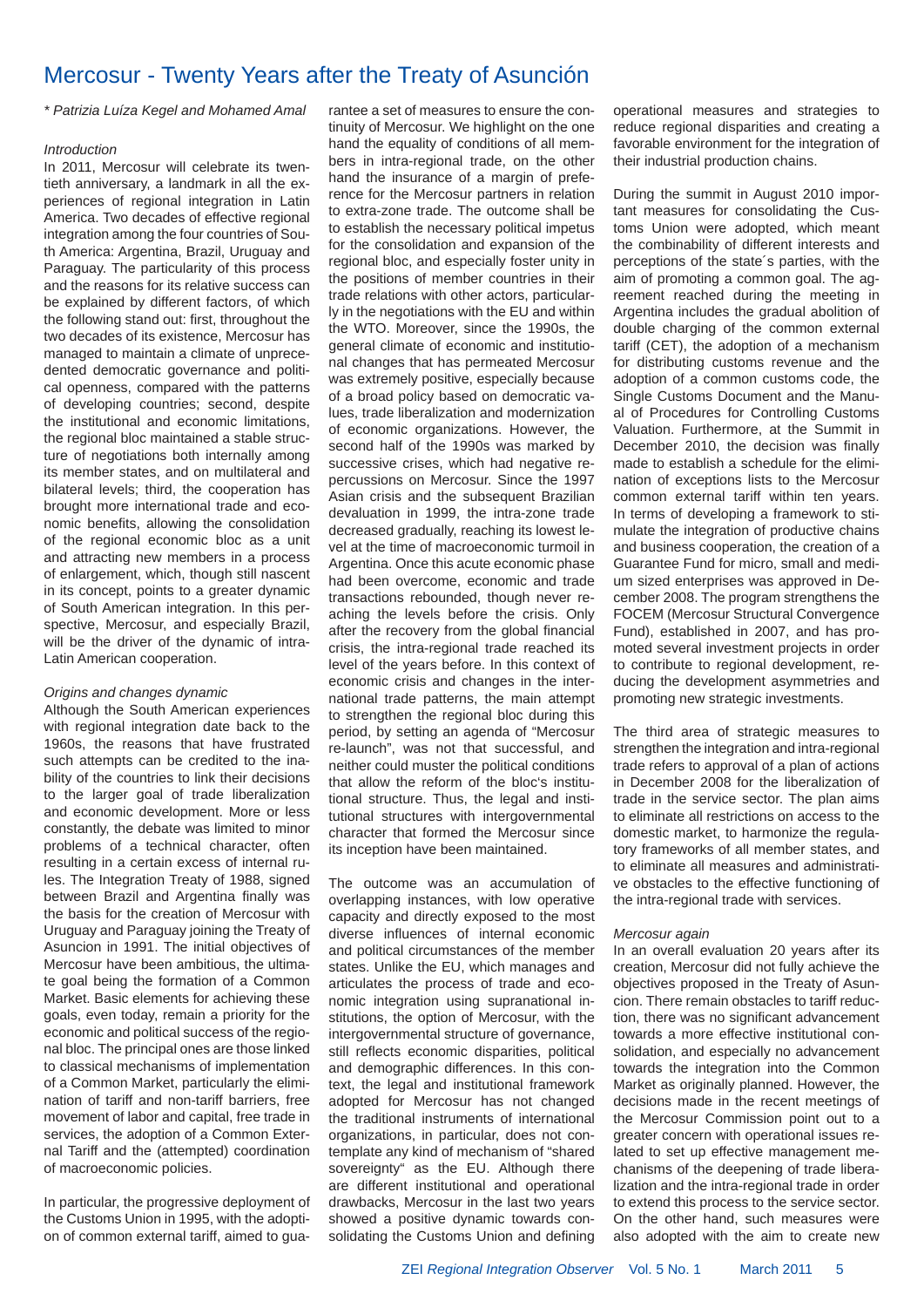# Mercosur - Twenty Years after the Treaty of Asunción

*\* Patrizia Luíza Kegel and Mohamed Amal*

*Introduction*

In 2011, Mercosur will celebrate its twentieth anniversary, a landmark in all the experiences of regional integration in Latin America. Two decades of effective regional integration among the four countries of South America: Argentina, Brazil, Uruguay and Paraguay. The particularity of this process and the reasons for its relative success can be explained by different factors, of which the following stand out: first, throughout the two decades of its existence, Mercosur has managed to maintain a climate of unprecedented democratic governance and political openness, compared with the patterns of developing countries; second, despite the institutional and economic limitations, the regional bloc maintained a stable structure of negotiations both internally among its member states, and on multilateral and bilateral levels; third, the cooperation has brought more international trade and economic benefits, allowing the consolidation of the regional economic bloc as a unit and attracting new members in a process of enlargement, which, though still nascent in its concept, points to a greater dynamic of South American integration. In this perspective, Mercosur, and especially Brazil, will be the driver of the dynamic of intra-Latin American cooperation.

*Origins and changes dynamic*

Although the South American experiences with regional integration date back to the 1960s, the reasons that have frustrated such attempts can be credited to the inability of the countries to link their decisions to the larger goal of trade liberalization and economic development. More or less constantly, the debate was limited to minor problems of a technical character, often resulting in a certain excess of internal rules. The Integration Treaty of 1988, signed between Brazil and Argentina finally was the basis for the creation of Mercosur with Uruguay and Paraguay joining the Treaty of Asuncion in 1991. The initial objectives of Mercosur have been ambitious, the ultimate goal being the formation of a Common Market. Basic elements for achieving these goals, even today, remain a priority for the economic and political success of the regional bloc. The principal ones are those linked to classical mechanisms of implementation of a Common Market, particularly the elimination of tariff and non-tariff barriers, free movement of labor and capital, free trade in services, the adoption of a Common External Tariff and the (attempted) coordination of macroeconomic policies.

In particular, the progressive deployment of the Customs Union in 1995, with the adoption of common external tariff, aimed to guarantee a set of measures to ensure the continuity of Mercosur. We highlight on the one hand the equality of conditions of all members in intra-regional trade, on the other hand the insurance of a margin of preference for the Mercosur partners in relation to extra-zone trade. The outcome shall be to establish the necessary political impetus for the consolidation and expansion of the regional bloc, and especially foster unity in the positions of member countries in their trade relations with other actors, particularly in the negotiations with the EU and within the WTO. Moreover, since the 1990s, the general climate of economic and institutional changes that has permeated Mercosur was extremely positive, especially because of a broad policy based on democratic values, trade liberalization and modernization of economic organizations. However, the second half of the 1990s was marked by successive crises, which had negative repercussions on Mercosur. Since the 1997 Asian crisis and the subsequent Brazilian devaluation in 1999, the intra-zone trade decreased gradually, reaching its lowest level at the time of macroeconomic turmoil in Argentina. Once this acute economic phase had been overcome, economic and trade transactions rebounded, though never reaching the levels before the crisis. Only after the recovery from the global financial crisis, the intra-regional trade reached its level of the years before. In this context of economic crisis and changes in the international trade patterns, the main attempt to strengthen the regional bloc during this period, by setting an agenda of "Mercosur re-launch", was not that successful, and neither could muster the political conditions that allow the reform of the bloc's institutional structure. Thus, the legal and institutional structures with intergovernmental character that formed the Mercosur since its inception have been maintained.

The outcome was an accumulation of overlapping instances, with low operative capacity and directly exposed to the most diverse influences of internal economic and political circumstances of the member states. Unlike the EU, which manages and articulates the process of trade and economic integration using supranational institutions, the option of Mercosur, with the intergovernmental structure of governance, still reflects economic disparities, political and demographic differences. In this context, the legal and institutional framework adopted for Mercosur has not changed the traditional instruments of international organizations, in particular, does not contemplate any kind of mechanism of "shared sovereignty" as the EU. Although there are different institutional and operational drawbacks, Mercosur in the last two years showed a positive dynamic towards consolidating the Customs Union and defining operational measures and strategies to reduce regional disparities and creating a favorable environment for the integration of their industrial production chains.

During the summit in August 2010 important measures for consolidating the Customs Union were adopted, which meant the combinability of different interests and perceptions of the state´s parties, with the aim of promoting a common goal. The agreement reached during the meeting in Argentina includes the gradual abolition of double charging of the common external tariff (CET), the adoption of a mechanism for distributing customs revenue and the adoption of a common customs code, the Single Customs Document and the Manual of Procedures for Controlling Customs Valuation. Furthermore, at the Summit in December 2010, the decision was finally made to establish a schedule for the elimination of exceptions lists to the Mercosur common external tariff within ten years. In terms of developing a framework to stimulate the integration of productive chains and business cooperation, the creation of a Guarantee Fund for micro, small and medium sized enterprises was approved in December 2008. The program strengthens the FOCEM (Mercosur Structural Convergence Fund), established in 2007, and has promoted several investment projects in order to contribute to regional development, reducing the development asymmetries and promoting new strategic investments.

The third area of strategic measures to strengthen the integration and intra-regional trade refers to approval of a plan of actions in December 2008 for the liberalization of trade in the service sector. The plan aims to eliminate all restrictions on access to the domestic market, to harmonize the regulatory frameworks of all member states, and to eliminate all measures and administrative obstacles to the effective functioning of the intra-regional trade with services.

*Mercosur again*

In an overall evaluation 20 years after its creation, Mercosur did not fully achieve the objectives proposed in the Treaty of Asuncion. There remain obstacles to tariff reduction, there was no significant advancement towards a more effective institutional consolidation, and especially no advancement towards the integration into the Common Market as originally planned. However, the decisions made in the recent meetings of the Mercosur Commission point out to a greater concern with operational issues related to set up effective management mechanisms of the deepening of trade liberalization and the intra-regional trade in order to extend this process to the service sector. On the other hand, such measures were also adopted with the aim to create new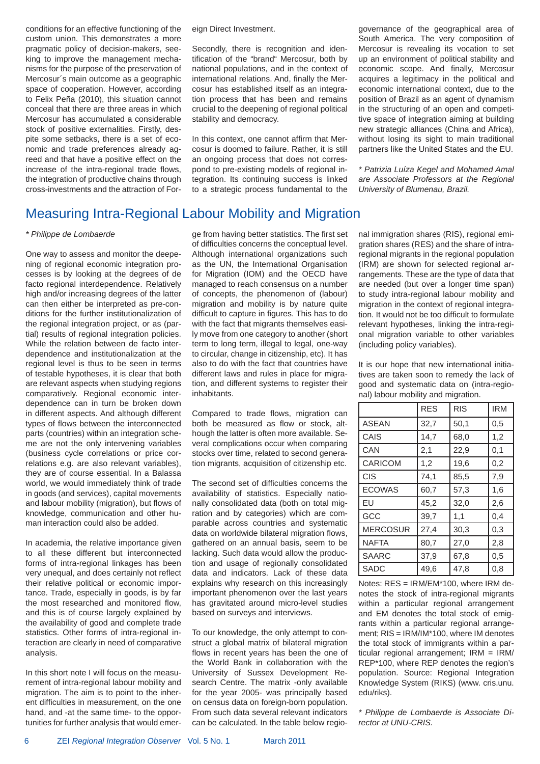conditions for an effective functioning of the custom union. This demonstrates a more pragmatic policy of decision-makers, seeking to improve the management mechanisms for the purpose of the preservation of Mercosur´s main outcome as a geographic space of cooperation. However, according to Felix Peña (2010), this situation cannot conceal that there are three areas in which Mercosur has accumulated a considerable stock of positive externalities. Firstly, despite some setbacks, there is a set of economic and trade preferences already agreed and that have a positive effect on the increase of the intra-regional trade flows, the integration of productive chains through cross-investments and the attraction of Foreign Direct Investment.

Secondly, there is recognition and identification of the "brand" Mercosur, both by national populations, and in the context of international relations. And, finally the Mercosur has established itself as an integration process that has been and remains crucial to the deepening of regional political stability and democracy.

In this context, one cannot affirm that Mercosur is doomed to failure. Rather, it is still an ongoing process that does not correspond to pre-existing models of regional integration. Its continuing success is linked to a strategic process fundamental to the governance of the geographical area of South America. The very composition of Mercosur is revealing its vocation to set up an environment of political stability and economic scope. And finally, Mercosur acquires a legitimacy in the political and economic international context, due to the position of Brazil as an agent of dynamism in the structuring of an open and competitive space of integration aiming at building new strategic alliances (China and Africa), without losing its sight to main traditional partners like the United States and the EU.

*\* Patrizia Luíza Kegel and Mohamed Amal are Associate Professors at the Regional University of Blumenau, Brazil.*

# Measuring Intra-Regional Labour Mobility and Migration

*\* Philippe de Lombaerde*

One way to assess and monitor the deepening of regional economic integration processes is by looking at the degrees of de facto regional interdependence. Relatively high and/or increasing degrees of the latter can then either be interpreted as pre-conditions for the further institutionalization of the regional integration project, or as (partial) results of regional integration policies. While the relation between de facto interdependence and institutionalization at the regional level is thus to be seen in terms of testable hypotheses, it is clear that both are relevant aspects when studying regions comparatively. Regional economic interdependence can in turn be broken down in different aspects. And although different types of flows between the interconnected parts (countries) within an integration scheme are not the only intervening variables (business cycle correlations or price correlations e.g. are also relevant variables), they are of course essential. In a Balassa world, we would immediately think of trade in goods (and services), capital movements and labour mobility (migration), but flows of knowledge, communication and other human interaction could also be added.

In academia, the relative importance given to all these different but interconnected forms of intra-regional linkages has been very unequal, and does certainly not reflect their relative political or economic importance. Trade, especially in goods, is by far the most researched and monitored flow, and this is of course largely explained by the availability of good and complete trade statistics. Other forms of intra-regional interaction are clearly in need of comparative analysis.

In this short note I will focus on the measurement of intra-regional labour mobility and migration. The aim is to point to the inherent difficulties in measurement, on the one hand, and -at the same time- to the opportunities for further analysis that would emerge from having better statistics. The first set of difficulties concerns the conceptual level. Although international organizations such as the UN, the International Organisation for Migration (IOM) and the OECD have managed to reach consensus on a number of concepts, the phenomenon of (labour) migration and mobility is by nature quite difficult to capture in figures. This has to do with the fact that migrants themselves easily move from one category to another (short term to long term, illegal to legal, one-way to circular, change in citizenship, etc). It has also to do with the fact that countries have different laws and rules in place for migration, and different systems to register their inhabitants.

Compared to trade flows, migration can both be measured as flow or stock, although the latter is often more available. Several complications occur when comparing stocks over time, related to second generation migrants, acquisition of citizenship etc.

The second set of difficulties concerns the availability of statistics. Especially nationally consolidated data (both on total migration and by categories) which are comparable across countries and systematic data on worldwide bilateral migration flows, gathered on an annual basis, seem to be lacking. Such data would allow the production and usage of regionally consolidated data and indicators. Lack of these data explains why research on this increasingly important phenomenon over the last years has gravitated around micro-level studies based on surveys and interviews.

To our knowledge, the only attempt to construct a global matrix of bilateral migration flows in recent years has been the one of the World Bank in collaboration with the University of Sussex Development Research Centre. The matrix -only available for the year 2005- was principally based on census data on foreign-born population. From such data several relevant indicators can be calculated. In the table below regional immigration shares (RIS), regional emigration shares (RES) and the share of intra-regional migrants in the regional population (IRM) are shown for selected regional arrangements. These are the type of data that are needed (but over a longer time span) to study intra-regional labour mobility and migration in the context of regional integration. It would not be too difficult to formulate relevant hypotheses, linking the intra-regional migration variable to other variables (including policy variables).

It is our hope that new international initiatives are taken soon to remedy the lack of good and systematic data on (intra-regional) labour mobility and migration.

| | RES | RIS | IRM |
|---|---|---|---|
| ASEAN | 32,7 | 50,1 | 0,5 |
| CAIS | 14,7 | 68,0 | 1,2 |
| CAN | 2,1 | 22,9 | 0,1 |
| CARICOM | 1,2 | 19,6 | 0,2 |
| CIS | 74,1 | 85,5 | 7,9 |
| ECOWAS | 60,7 | 57,3 | 1,6 |
| EU | 45,2 | 32,0 | 2,6 |
| GCC | 39,7 | 1,1 | 0,4 |
| MERCOSUR | 27,4 | 30,3 | 0,3 |
| NAFTA | 80,7 | 27,0 | 2,8 |
| SAARC | 37,9 | 67,8 | 0,5 |
| SADC | 49,6 | 47,8 | 0,8 |

Notes: RES = IRM/EM*100, where IRM denotes the stock of intra-regional migrants within a particular regional arrangement and EM denotes the total stock of emigrants within a particular regional arrangement; RIS = IRM/IM*100, where IM denotes the total stock of immigrants within a particular regional arrangement; IRM = IRM/REP*100, where REP denotes the region's population. Source: Regional Integration Knowledge System (RIKS) (www. cris.unu. edu/riks).

*\* Philippe de Lombaerde is Associate Director at UNU-CRIS.*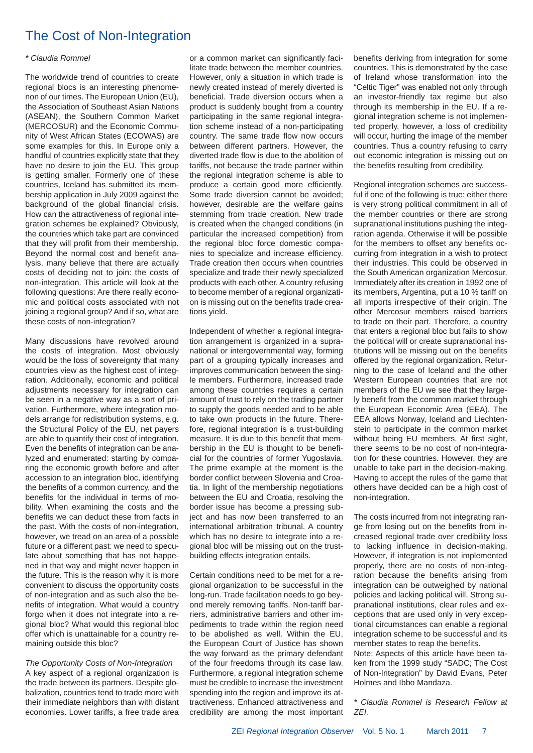# The Cost of Non-Integration

*\* Claudia Rommel*

The worldwide trend of countries to create regional blocs is an interesting phenomenon of our times. The European Union (EU), the Association of Southeast Asian Nations (ASEAN), the Southern Common Market (MERCOSUR) and the Economic Community of West African States (ECOWAS) are some examples for this. In Europe only a handful of countries explicitly state that they have no desire to join the EU. This group is getting smaller. Formerly one of these countries, Iceland has submitted its membership application in July 2009 against the background of the global financial crisis. How can the attractiveness of regional integration schemes be explained? Obviously, the countries which take part are convinced that they will profit from their membership. Beyond the normal cost and benefit analysis, many believe that there are actually costs of deciding not to join: the costs of non-integration. This article will look at the following questions: Are there really economic and political costs associated with not joining a regional group? And if so, what are these costs of non-integration?

Many discussions have revolved around the costs of integration. Most obviously would be the loss of sovereignty that many countries view as the highest cost of integration. Additionally, economic and political adjustments necessary for integration can be seen in a negative way as a sort of privation. Furthermore, where integration models arrange for redistribution systems, e.g. the Structural Policy of the EU, net payers are able to quantify their cost of integration. Even the benefits of integration can be analyzed and enumerated: starting by comparing the economic growth before and after accession to an integration bloc, identifying the benefits of a common currency, and the benefits for the individual in terms of mobility. When examining the costs and the benefits we can deduct these from facts in the past. With the costs of non-integration, however, we tread on an area of a possible future or a different past: we need to speculate about something that has not happened in that way and might never happen in the future. This is the reason why it is more convenient to discuss the opportunity costs of non-integration and as such also the benefits of integration. What would a country forgo when it does not integrate into a regional bloc? What would this regional bloc offer which is unattainable for a country remaining outside this bloc?

*The Opportunity Costs of Non-Integration*

A key aspect of a regional organization is the trade between its partners. Despite globalization, countries tend to trade more with their immediate neighbors than with distant economies. Lower tariffs, a free trade area or a common market can significantly facilitate trade between the member countries. However, only a situation in which trade is newly created instead of merely diverted is beneficial. Trade diversion occurs when a product is suddenly bought from a country participating in the same regional integration scheme instead of a non-participating country. The same trade flow now occurs between different partners. However, the diverted trade flow is due to the abolition of tariffs, not because the trade partner within the regional integration scheme is able to produce a certain good more efficiently. Some trade diversion cannot be avoided; however, desirable are the welfare gains stemming from trade creation. New trade is created when the changed conditions (in particular the increased competition) from the regional bloc force domestic companies to specialize and increase efficiency. Trade creation then occurs when countries specialize and trade their newly specialized products with each other. A country refusing to become member of a regional organization is missing out on the benefits trade creations yield.

Independent of whether a regional integration arrangement is organized in a supranational or intergovernmental way, forming part of a grouping typically increases and improves communication between the single members. Furthermore, increased trade among these countries requires a certain amount of trust to rely on the trading partner to supply the goods needed and to be able to take own products in the future. Therefore, regional integration is a trust-building measure. It is due to this benefit that membership in the EU is thought to be beneficial for the countries of former Yugoslavia. The prime example at the moment is the border conflict between Slovenia and Croatia. In light of the membership negotiations between the EU and Croatia, resolving the border issue has become a pressing subject and has now been transferred to an international arbitration tribunal. A country which has no desire to integrate into a regional bloc will be missing out on the trust-building effects integration entails.

Certain conditions need to be met for a regional organization to be successful in the long-run. Trade facilitation needs to go beyond merely removing tariffs. Non-tariff barriers, administrative barriers and other impediments to trade within the region need to be abolished as well. Within the EU, the European Court of Justice has shown the way forward as the primary defendant of the four freedoms through its case law. Furthermore, a regional integration scheme must be credible to increase the investment spending into the region and improve its attractiveness. Enhanced attractiveness and credibility are among the most important benefits deriving from integration for some countries. This is demonstrated by the case of Ireland whose transformation into the "Celtic Tiger" was enabled not only through an investor-friendly tax regime but also through its membership in the EU. If a regional integration scheme is not implemented properly, however, a loss of credibility will occur, hurting the image of the member countries. Thus a country refusing to carry out economic integration is missing out on the benefits resulting from credibility.

Regional integration schemes are successful if one of the following is true: either there is very strong political commitment in all of the member countries or there are strong supranational institutions pushing the integration agenda. Otherwise it will be possible for the members to offset any benefits occurring from integration in a wish to protect their industries. This could be observed in the South American organization Mercosur. Immediately after its creation in 1992 one of its members, Argentina, put a 10 % tariff on all imports irrespective of their origin. The other Mercosur members raised barriers to trade on their part. Therefore, a country that enters a regional bloc but fails to show the political will or create supranational institutions will be missing out on the benefits offered by the regional organization. Returning to the case of Iceland and the other Western European countries that are not members of the EU we see that they largely benefit from the common market through the European Economic Area (EEA). The EEA allows Norway, Iceland and Liechtenstein to participate in the common market without being EU members. At first sight, there seems to be no cost of non-integration for these countries. However, they are unable to take part in the decision-making. Having to accept the rules of the game that others have decided can be a high cost of non-integration.

The costs incurred from not integrating range from losing out on the benefits from increased regional trade over credibility loss to lacking influence in decision-making. However, if integration is not implemented properly, there are no costs of non-integration because the benefits arising from integration can be outweighed by national policies and lacking political will. Strong supranational institutions, clear rules and exceptions that are used only in very exceptional circumstances can enable a regional integration scheme to be successful and its member states to reap the benefits.

Note: Aspects of this article have been taken from the 1999 study "SADC; The Cost of Non-Integration" by David Evans, Peter Holmes and Ibbo Mandaza.

*\* Claudia Rommel is Research Fellow at ZEI.*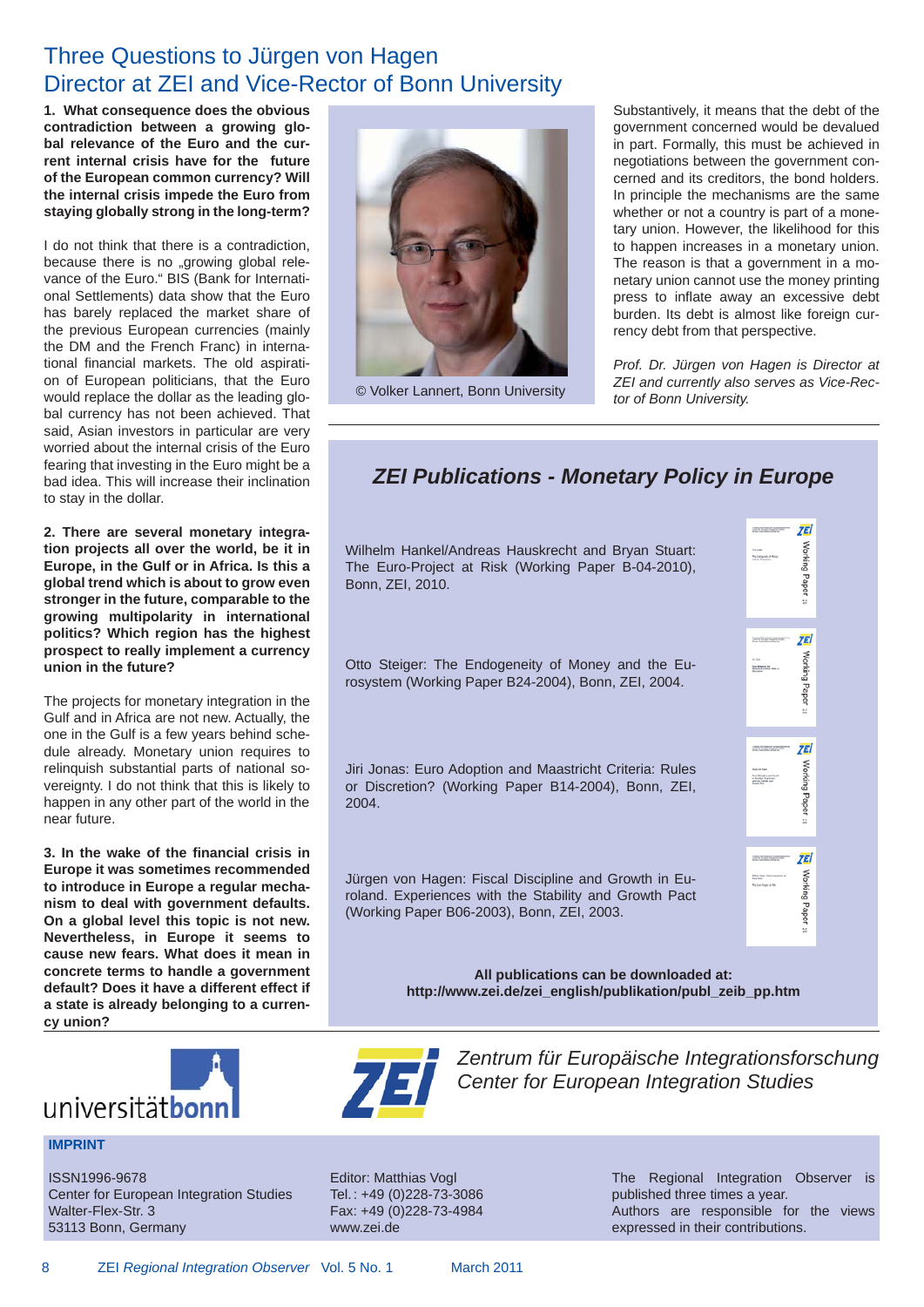# Three Questions to Jürgen von Hagen
## Director at ZEI and Vice-Rector of Bonn University

**1. What consequence does the obvious contradiction between a growing global relevance of the Euro and the current internal crisis have for the future of the European common currency? Will the internal crisis impede the Euro from staying globally strong in the long-term?**

I do not think that there is a contradiction, because there is no „growing global relevance of the Euro." BIS (Bank for International Settlements) data show that the Euro has barely replaced the market share of the previous European currencies (mainly the DM and the French Franc) in international financial markets. The old aspiration of European politicians, that the Euro would replace the dollar as the leading global currency has not been achieved. That said, Asian investors in particular are very worried about the internal crisis of the Euro fearing that investing in the Euro might be a bad idea. This will increase their inclination to stay in the dollar.

**2. There are several monetary integration projects all over the world, be it in Europe, in the Gulf or in Africa. Is this a global trend which is about to grow even stronger in the future, comparable to the growing multipolarity in international politics? Which region has the highest prospect to really implement a currency union in the future?**

The projects for monetary integration in the Gulf and in Africa are not new. Actually, the one in the Gulf is a few years behind schedule already. Monetary union requires to relinquish substantial parts of national sovereignty. I do not think that this is likely to happen in any other part of the world in the near future.

**3. In the wake of the financial crisis in Europe it was sometimes recommended to introduce in Europe a regular mechanism to deal with government defaults. On a global level this topic is not new. Nevertheless, in Europe it seems to cause new fears. What does it mean in concrete terms to handle a government default? Does it have a different effect if a state is already belonging to a currency union?**

© Volker Lannert, Bonn University

Substantively, it means that the debt of the government concerned would be devalued in part. Formally, this must be achieved in negotiations between the government concerned and its creditors, the bond holders. In principle the mechanisms are the same whether or not a country is part of a monetary union. However, the likelihood for this to happen increases in a monetary union. The reason is that a government in a monetary union cannot use the money printing press to inflate away an excessive debt burden. Its debt is almost like foreign currency debt from that perspective.

*Prof. Dr. Jürgen von Hagen is Director at ZEI and currently also serves as Vice-Rector of Bonn University.*

## *ZEI Publications - Monetary Policy in Europe*

Wilhelm Hankel/Andreas Hauskrecht and Bryan Stuart: The Euro-Project at Risk (Working Paper B-04-2010), Bonn, ZEI, 2010.

Otto Steiger: The Endogeneity of Money and the Eurosystem (Working Paper B24-2004), Bonn, ZEI, 2004.

Jiri Jonas: Euro Adoption and Maastricht Criteria: Rules or Discretion? (Working Paper B14-2004), Bonn, ZEI, 2004.

Jürgen von Hagen: Fiscal Discipline and Growth in Euroland. Experiences with the Stability and Growth Pact (Working Paper B06-2003), Bonn, ZEI, 2003.

**All publications can be downloaded at:**
**http://www.zei.de/zei_english/publikation/publ_zeib_pp.htm**

universitätbonn

*Zentrum für Europäische Integrationsforschung*
*Center for European Integration Studies*

**IMPRINT**

ISSN1996-9678
Center for European Integration Studies
Walter-Flex-Str. 3
53113 Bonn, Germany

Editor: Matthias Vogl
Tel.: +49 (0)228-73-3086
Fax: +49 (0)228-73-4984
www.zei.de

The Regional Integration Observer is published three times a year.
Authors are responsible for the views expressed in their contributions.